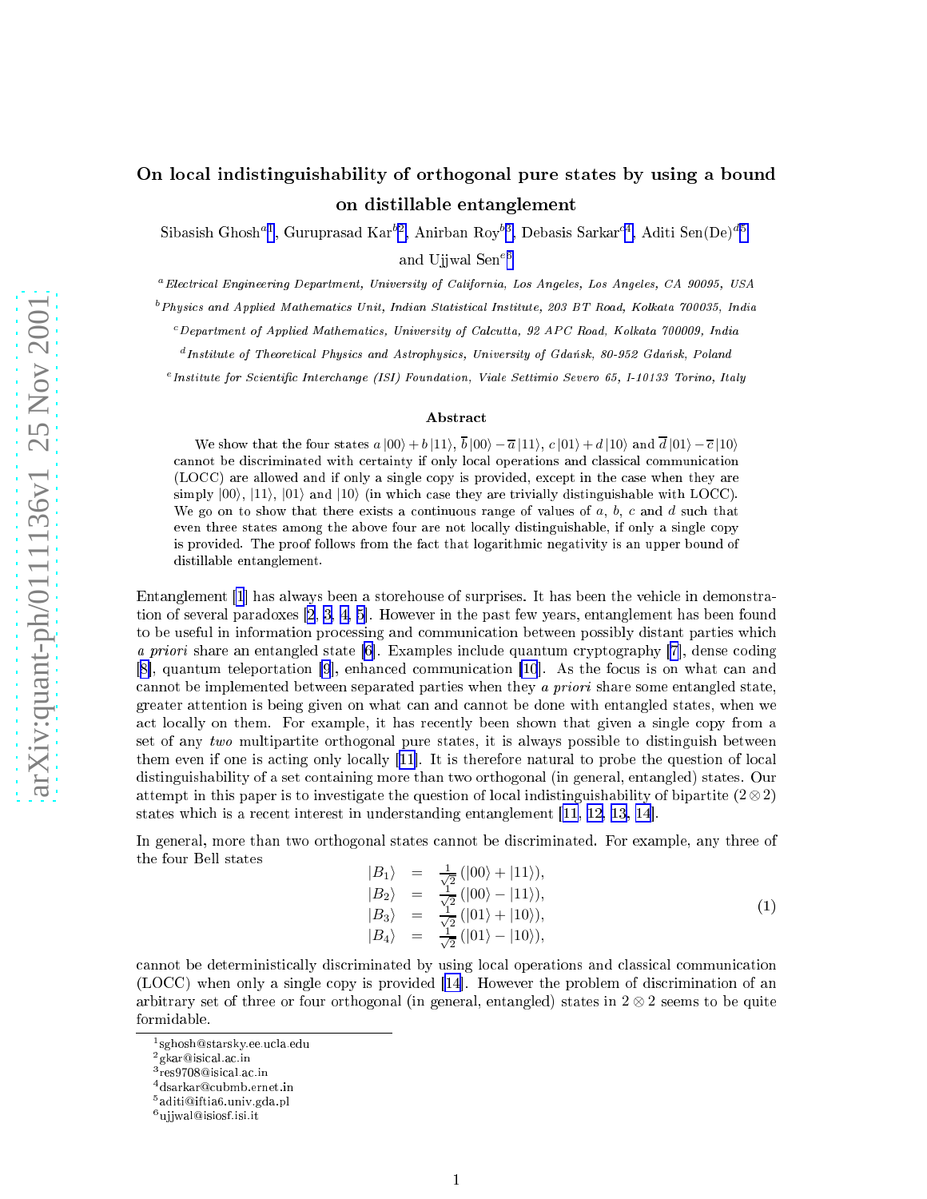# On local indistinguishability of orthogonal pure states by using a bound on distillable entanglement

Sibasish Ghosh[a1], Guruprasad Kar[b2], Anirban Roy[b3], Debasis Sarkar[c4], Aditi Sen(De)[d5] and Ujjwal Sen[e6]

[a] *Electrical Engineering Department, University of California, Los Angeles, Los Angeles, CA 90095, USA*

[b] *Physics and Applied Mathematics Unit, Indian Statistical Institute, 203 BT Road, Kolkata 700035, India*

[c] *Department of Applied Mathematics, University of Calcutta, 92 APC Road, Kolkata 700009, India*

[d] *Institute of Theoretical Physics and Astrophysics, University of Gdańsk, 80-952 Gdańsk, Poland*

[e] *Institute for Scientific Interchange (ISI) Foundation, Viale Settimio Severo 65, I-10133 Torino, Italy*

## Abstract

We show that the four states $a\left|00\right\rangle + b\left|11\right\rangle$, $\overline{b}\left|00\right\rangle - \overline{a}\left|11\right\rangle$, $c\left|01\right\rangle + d\left|10\right\rangle$ and $\overline{d}\left|01\right\rangle - \overline{c}\left|10\right\rangle$ cannot be discriminated with certainty if only local operations and classical communication (LOCC) are allowed and if only a single copy is provided, except in the case when they are simply $\left|00\right\rangle$, $\left|11\right\rangle$, $\left|01\right\rangle$ and $\left|10\right\rangle$ (in which case they are trivially distinguishable with LOCC). We go on to show that there exists a continuous range of values of $a$, $b$, $c$ and $d$ such that even three states among the above four are not locally distinguishable, if only a single copy is provided. The proof follows from the fact that logarithmic negativity is an upper bound of distillable entanglement.

Entanglement [1] has always been a storehouse of surprises. It has been the vehicle in demonstration of several paradoxes [2, 3, 4, 5]. However in the past few years, entanglement has been found to be useful in information processing and communication between possibly distant parties which *a priori* share an entangled state [6]. Examples include quantum cryptography [7], dense coding [8], quantum teleportation [9], enhanced communication [10]. As the focus is on what can and cannot be implemented between separated parties when they *a priori* share some entangled state, greater attention is being given on what can and cannot be done with entangled states, when we act locally on them. For example, it has recently been shown that given a single copy from a set of any *two* multipartite orthogonal pure states, it is always possible to distinguish between them even if one is acting only locally [11]. It is therefore natural to probe the question of local distinguishability of a set containing more than two orthogonal (in general, entangled) states. Our attempt in this paper is to investigate the question of local indistinguishability of bipartite ($2 \otimes 2$) states which is a recent interest in understanding entanglement [11, 12, 13, 14].

In general, more than two orthogonal states cannot be discriminated. For example, any three of the four Bell states

$$
\begin{aligned}
\left|B_1\right\rangle &= \frac{1}{\sqrt{2}}\left(\left|00\right\rangle + \left|11\right\rangle\right), \\
\left|B_2\right\rangle &= \frac{1}{\sqrt{2}}\left(\left|00\right\rangle - \left|11\right\rangle\right), \\
\left|B_3\right\rangle &= \frac{1}{\sqrt{2}}\left(\left|01\right\rangle + \left|10\right\rangle\right), \\
\left|B_4\right\rangle &= \frac{1}{\sqrt{2}}\left(\left|01\right\rangle - \left|10\right\rangle\right),
\end{aligned}
\tag{1}
$$

cannot be deterministically discriminated by using local operations and classical communication (LOCC) when only a single copy is provided [14]. However the problem of discrimination of an arbitrary set of three or four orthogonal (in general, entangled) states in $2 \otimes 2$ seems to be quite formidable.

---

[1] sghosh@starsky.ee.ucla.edu
[2] gkar@isical.ac.in
[3] res9708@isical.ac.in
[4] dsarkar@cubmb.ernet.in
[5] aditi@iftia6.univ.gda.pl
[6] ujjwal@isiosf.isi.it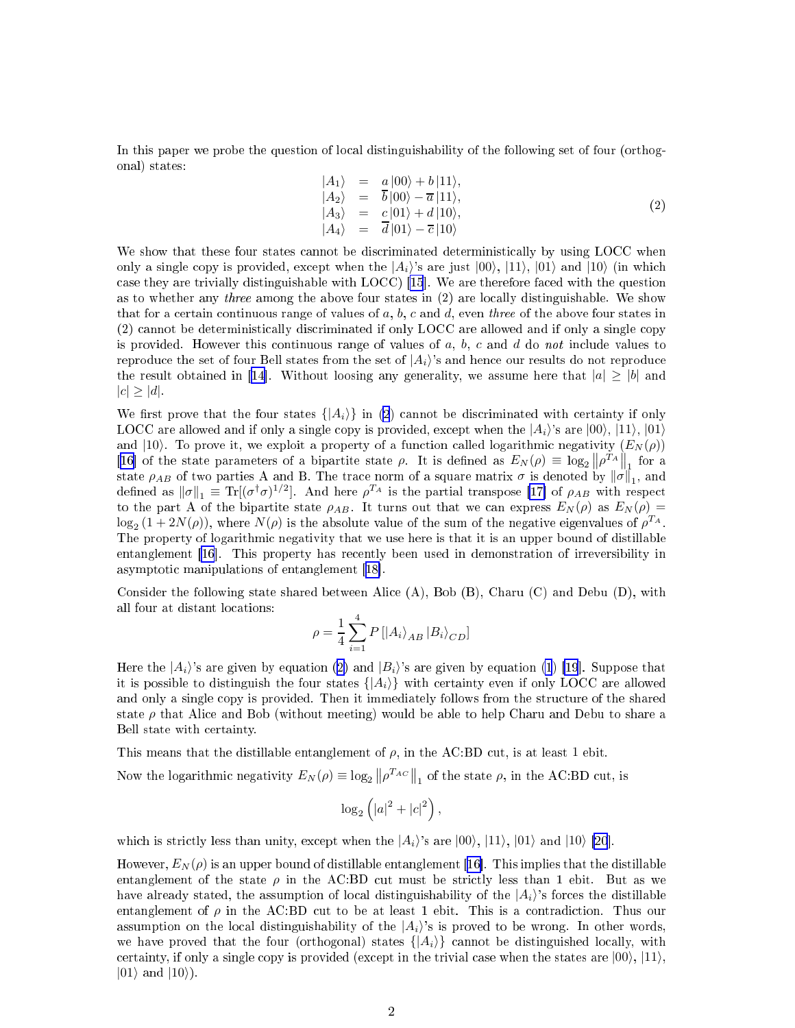In this paper we probe the question of local distinguishability of the following set of four (orthogonal) states:

$$
\begin{aligned}
|A_1\rangle &= a\,|00\rangle + b\,|11\rangle, \\
|A_2\rangle &= \overline{b}\,|00\rangle - \overline{a}\,|11\rangle, \\
|A_3\rangle &= c\,|01\rangle + d\,|10\rangle, \\
|A_4\rangle &= \overline{d}\,|01\rangle - \overline{c}\,|10\rangle
\end{aligned}
\tag{2}
$$

We show that these four states cannot be discriminated deterministically by using LOCC when only a single copy is provided, except when the $|A_i\rangle$'s are just $|00\rangle$, $|11\rangle$, $|01\rangle$ and $|10\rangle$ (in which case they are trivially distinguishable with LOCC) [15]. We are therefore faced with the question as to whether any *three* among the above four states in (2) are locally distinguishable. We show that for a certain continuous range of values of $a$, $b$, $c$ and $d$, even *three* of the above four states in (2) cannot be deterministically discriminated if only LOCC are allowed and if only a single copy is provided. However this continuous range of values of $a$, $b$, $c$ and $d$ do *not* include values to reproduce the set of four Bell states from the set of $|A_i\rangle$'s and hence our results do not reproduce the result obtained in [14]. Without loosing any generality, we assume here that $|a| \geq |b|$ and $|c| \geq |d|$.

We first prove that the four states $\{|A_i\rangle\}$ in (2) cannot be discriminated with certainty if only LOCC are allowed and if only a single copy is provided, except when the $|A_i\rangle$'s are $|00\rangle$, $|11\rangle$, $|01\rangle$ and $|10\rangle$. To prove it, we exploit a property of a function called logarithmic negativity ($E_N(\rho)$) [16] of the state parameters of a bipartite state $\rho$. It is defined as $E_N(\rho) \equiv \log_2 \left\|\rho^{T_A}\right\|_1$ for a state $\rho_{AB}$ of two parties A and B. The trace norm of a square matrix $\sigma$ is denoted by $\|\sigma\|_1$, and defined as $\|\sigma\|_1 \equiv \mathrm{Tr}[(\sigma^\dagger\sigma)^{1/2}]$. And here $\rho^{T_A}$ is the partial transpose [17] of $\rho_{AB}$ with respect to the part A of the bipartite state $\rho_{AB}$. It turns out that we can express $E_N(\rho)$ as $E_N(\rho) = \log_2(1 + 2N(\rho))$, where $N(\rho)$ is the absolute value of the sum of the negative eigenvalues of $\rho^{T_A}$. The property of logarithmic negativity that we use here is that it is an upper bound of distillable entanglement [16]. This property has recently been used in demonstration of irreversibility in asymptotic manipulations of entanglement [18].

Consider the following state shared between Alice (A), Bob (B), Charu (C) and Debu (D), with all four at distant locations:

$$
\rho = \frac{1}{4}\sum_{i=1}^{4} P\left[|A_i\rangle_{AB}\,|B_i\rangle_{CD}\right]
$$

Here the $|A_i\rangle$'s are given by equation (2) and $|B_i\rangle$'s are given by equation (1) [19]. Suppose that it is possible to distinguish the four states $\{|A_i\rangle\}$ with certainty even if only LOCC are allowed and only a single copy is provided. Then it immediately follows from the structure of the shared state $\rho$ that Alice and Bob (without meeting) would be able to help Charu and Debu to share a Bell state with certainty.

This means that the distillable entanglement of $\rho$, in the AC:BD cut, is at least 1 ebit.

Now the logarithmic negativity $E_N(\rho) \equiv \log_2 \left\|\rho^{T_{AC}}\right\|_1$ of the state $\rho$, in the AC:BD cut, is

$$
\log_2\left(|a|^2 + |c|^2\right),
$$

which is strictly less than unity, except when the $|A_i\rangle$'s are $|00\rangle$, $|11\rangle$, $|01\rangle$ and $|10\rangle$ [20].

However, $E_N(\rho)$ is an upper bound of distillable entanglement [16]. This implies that the distillable entanglement of the state $\rho$ in the AC:BD cut must be strictly less than 1 ebit. But as we have already stated, the assumption of local distinguishability of the $|A_i\rangle$'s forces the distillable entanglement of $\rho$ in the AC:BD cut to be at least 1 ebit. This is a contradiction. Thus our assumption on the local distinguishability of the $|A_i\rangle$'s is proved to be wrong. In other words, we have proved that the four (orthogonal) states $\{|A_i\rangle\}$ cannot be distinguished locally, with certainty, if only a single copy is provided (except in the trivial case when the states are $|00\rangle$, $|11\rangle$, $|01\rangle$ and $|10\rangle$).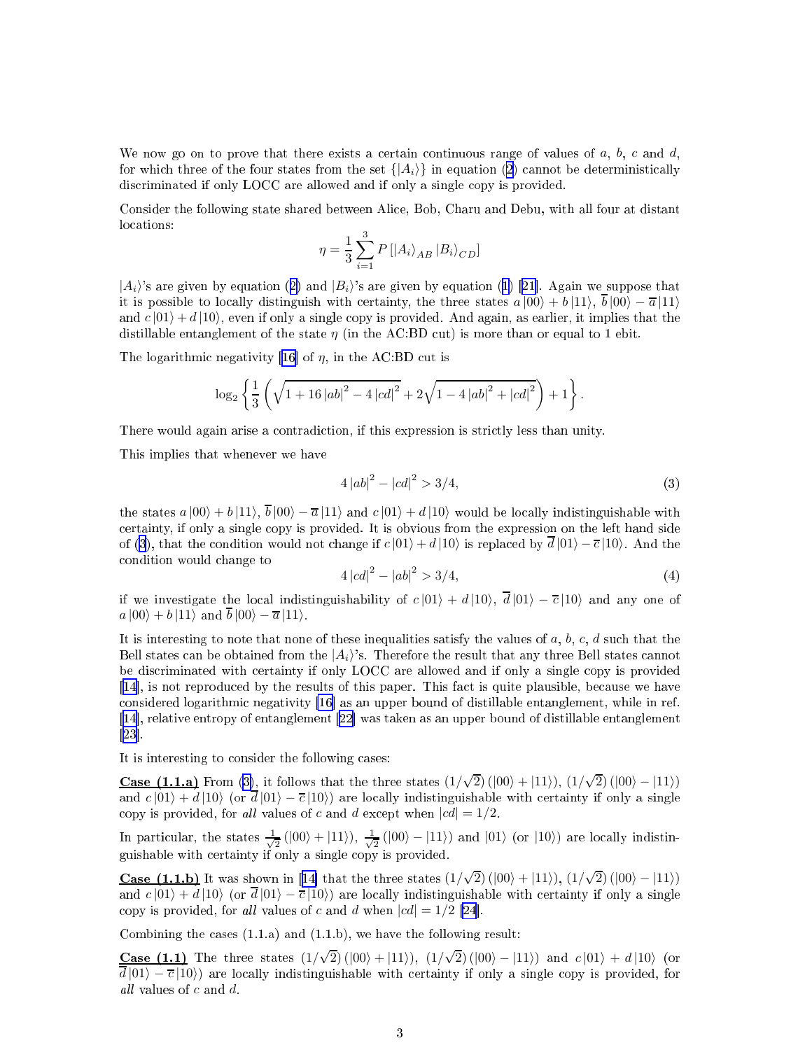We now go on to prove that there exists a certain continuous range of values of $a$, $b$, $c$ and $d$, for which three of the four states from the set $\{|A_i\rangle\}$ in equation (2) cannot be deterministically discriminated if only LOCC are allowed and if only a single copy is provided.

Consider the following state shared between Alice, Bob, Charu and Debu, with all four at distant locations:

$$\eta = \frac{1}{3}\sum_{i=1}^{3} P\left[|A_i\rangle_{AB}\,|B_i\rangle_{CD}\right]$$

$|A_i\rangle$'s are given by equation (2) and $|B_i\rangle$'s are given by equation (1) [21]. Again we suppose that it is possible to locally distinguish with certainty, the three states $a\,|00\rangle + b\,|11\rangle$, $\overline{b}\,|00\rangle - \overline{a}\,|11\rangle$ and $c\,|01\rangle + d\,|10\rangle$, even if only a single copy is provided. And again, as earlier, it implies that the distillable entanglement of the state $\eta$ (in the AC:BD cut) is more than or equal to 1 ebit.

The logarithmic negativity [16] of $\eta$, in the AC:BD cut is

$$\log_2\left\{\frac{1}{3}\left(\sqrt{1+16\,|ab|^2 - 4\,|cd|^2} + 2\sqrt{1-4\,|ab|^2+|cd|^2}\right)+1\right\}.$$

There would again arise a contradiction, if this expression is strictly less than unity.

This implies that whenever we have

$$4\,|ab|^2 - |cd|^2 > 3/4, \tag{3}$$

the states $a\,|00\rangle + b\,|11\rangle$, $\overline{b}\,|00\rangle - \overline{a}\,|11\rangle$ and $c\,|01\rangle + d\,|10\rangle$ would be locally indistinguishable with certainty, if only a single copy is provided. It is obvious from the expression on the left hand side of (3), that the condition would not change if $c\,|01\rangle + d\,|10\rangle$ is replaced by $\overline{d}\,|01\rangle - \overline{c}\,|10\rangle$. And the condition would change to

$$4\,|cd|^2 - |ab|^2 > 3/4, \tag{4}$$

if we investigate the local indistinguishability of $c\,|01\rangle + d\,|10\rangle$, $\overline{d}\,|01\rangle - \overline{c}\,|10\rangle$ and any one of $a\,|00\rangle + b\,|11\rangle$ and $\overline{b}\,|00\rangle - \overline{a}\,|11\rangle$.

It is interesting to note that none of these inequalities satisfy the values of $a$, $b$, $c$, $d$ such that the Bell states can be obtained from the $|A_i\rangle$'s. Therefore the result that any three Bell states cannot be discriminated with certainty if only LOCC are allowed and if only a single copy is provided [14], is not reproduced by the results of this paper. This fact is quite plausible, because we have considered logarithmic negativity [16] as an upper bound of distillable entanglement, while in ref. [14], relative entropy of entanglement [22] was taken as an upper bound of distillable entanglement [23].

It is interesting to consider the following cases:

**Case (1.1.a)** From (3), it follows that the three states $(1/\sqrt{2})\,(|00\rangle + |11\rangle)$, $(1/\sqrt{2})\,(|00\rangle - |11\rangle)$ and $c\,|01\rangle + d\,|10\rangle$ (or $\overline{d}\,|01\rangle - \overline{c}\,|10\rangle$) are locally indistinguishable with certainty if only a single copy is provided, for *all* values of $c$ and $d$ except when $|cd| = 1/2$.

In particular, the states $\frac{1}{\sqrt{2}}\,(|00\rangle + |11\rangle)$, $\frac{1}{\sqrt{2}}\,(|00\rangle - |11\rangle)$ and $|01\rangle$ (or $|10\rangle$) are locally indistinguishable with certainty if only a single copy is provided.

**Case (1.1.b)** It was shown in [14] that the three states $(1/\sqrt{2})\,(|00\rangle + |11\rangle)$, $(1/\sqrt{2})\,(|00\rangle - |11\rangle)$ and $c\,|01\rangle + d\,|10\rangle$ (or $\overline{d}\,|01\rangle - \overline{c}\,|10\rangle$) are locally indistinguishable with certainty if only a single copy is provided, for *all* values of $c$ and $d$ when $|cd| = 1/2$ [24].

Combining the cases (1.1.a) and (1.1.b), we have the following result:

**Case (1.1)** The three states $(1/\sqrt{2})\,(|00\rangle + |11\rangle)$, $(1/\sqrt{2})\,(|00\rangle - |11\rangle)$ and $c\,|01\rangle + d\,|10\rangle$ (or $\overline{d}\,|01\rangle - \overline{c}\,|10\rangle$) are locally indistinguishable with certainty if only a single copy is provided, for *all* values of $c$ and $d$.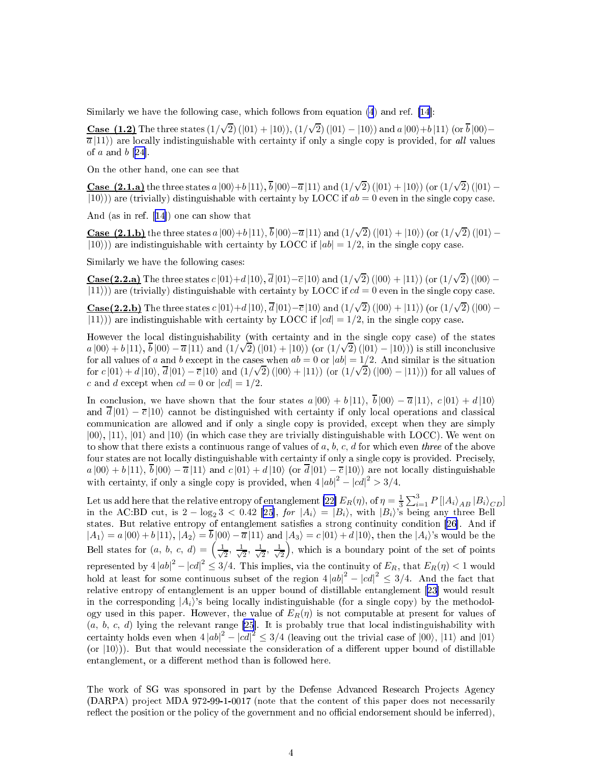Similarly we have the following case, which follows from equation (4) and ref. [14]:

**Case (1.2)** The three states $(1/\sqrt{2})\left(|01\rangle + |10\rangle\right)$, $(1/\sqrt{2})\left(|01\rangle - |10\rangle\right)$ and $a\,|00\rangle + b\,|11\rangle$ (or $\overline{b}\,|00\rangle - \overline{a}\,|11\rangle$) are locally indistinguishable with certainty if only a single copy is provided, for *all* values of $a$ and $b$ [24].

On the other hand, one can see that

**Case (2.1.a)** the three states $a\,|00\rangle + b\,|11\rangle$, $\overline{b}\,|00\rangle - \overline{a}\,|11\rangle$ and $(1/\sqrt{2})\left(|01\rangle + |10\rangle\right)$ (or $(1/\sqrt{2})\left(|01\rangle - |10\rangle\right)$) are (trivially) distinguishable with certainty by LOCC if $ab = 0$ even in the single copy case.

And (as in ref. [14]) one can show that

**Case (2.1.b)** the three states $a\,|00\rangle + b\,|11\rangle$, $\overline{b}\,|00\rangle - \overline{a}\,|11\rangle$ and $(1/\sqrt{2})\left(|01\rangle + |10\rangle\right)$ (or $(1/\sqrt{2})\left(|01\rangle - |10\rangle\right)$) are indistinguishable with certainty by LOCC if $|ab| = 1/2$, in the single copy case.

Similarly we have the following cases:

**Case(2.2.a)** The three states $c\,|01\rangle + d\,|10\rangle$, $\overline{d}\,|01\rangle - \overline{c}\,|10\rangle$ and $(1/\sqrt{2})\left(|00\rangle + |11\rangle\right)$ (or $(1/\sqrt{2})\left(|00\rangle - |11\rangle\right)$) are (trivially) distinguishable with certainty by LOCC if $cd = 0$ even in the single copy case.

**Case(2.2.b)** The three states $c\,|01\rangle + d\,|10\rangle$, $\overline{d}\,|01\rangle - \overline{c}\,|10\rangle$ and $(1/\sqrt{2})\left(|00\rangle + |11\rangle\right)$ (or $(1/\sqrt{2})\left(|00\rangle - |11\rangle\right)$) are indistinguishable with certainty by LOCC if $|cd| = 1/2$, in the single copy case.

However the local distinguishability (with certainty and in the single copy case) of the states $a\,|00\rangle + b\,|11\rangle$, $\overline{b}\,|00\rangle - \overline{a}\,|11\rangle$ and $(1/\sqrt{2})\left(|01\rangle + |10\rangle\right)$ (or $(1/\sqrt{2})\left(|01\rangle - |10\rangle\right)$) is still inconclusive for all values of $a$ and $b$ except in the cases when $ab = 0$ or $|ab| = 1/2$. And similar is the situation for $c\,|01\rangle + d\,|10\rangle$, $\overline{d}\,|01\rangle - \overline{c}\,|10\rangle$ and $(1/\sqrt{2})\left(|00\rangle + |11\rangle\right)$ (or $(1/\sqrt{2})\left(|00\rangle - |11\rangle\right)$) for all values of $c$ and $d$ except when $cd = 0$ or $|cd| = 1/2$.

In conclusion, we have shown that the four states $a\,|00\rangle + b\,|11\rangle$, $\overline{b}\,|00\rangle - \overline{a}\,|11\rangle$, $c\,|01\rangle + d\,|10\rangle$ and $\overline{d}\,|01\rangle - \overline{c}\,|10\rangle$ cannot be distinguished with certainty if only local operations and classical communication are allowed and if only a single copy is provided, except when they are simply $|00\rangle$, $|11\rangle$, $|01\rangle$ and $|10\rangle$ (in which case they are trivially distinguishable with LOCC). We went on to show that there exists a continuous range of values of $a$, $b$, $c$, $d$ for which even *three* of the above four states are not locally distinguishable with certainty if only a single copy is provided. Precisely, $a\,|00\rangle + b\,|11\rangle$, $\overline{b}\,|00\rangle - \overline{a}\,|11\rangle$ and $c\,|01\rangle + d\,|10\rangle$ (or $\overline{d}\,|01\rangle - \overline{c}\,|10\rangle$) are not locally distinguishable with certainty, if only a single copy is provided, when $4\,|ab|^2 - |cd|^2 > 3/4$.

Let us add here that the relative entropy of entanglement [22] $E_R(\eta)$, of $\eta = \frac{1}{3}\sum_{i=1}^{3} P\left[|A_i\rangle_{AB}\,|B_i\rangle_{CD}\right]$ in the AC:BD cut, is $2 - \log_2 3 < 0.42$ [25], *for* $|A_i\rangle = |B_i\rangle$, with $|B_i\rangle$'s being any three Bell states. But relative entropy of entanglement satisfies a strong continuity condition [26]. And if $|A_1\rangle = a\,|00\rangle + b\,|11\rangle$, $|A_2\rangle = \overline{b}\,|00\rangle - \overline{a}\,|11\rangle$ and $|A_3\rangle = c\,|01\rangle + d\,|10\rangle$, then the $|A_i\rangle$'s would be the Bell states for $(a,\, b,\, c,\, d) = \left(\frac{1}{\sqrt{2}},\, \frac{1}{\sqrt{2}},\, \frac{1}{\sqrt{2}},\, \frac{1}{\sqrt{2}}\right)$, which is a boundary point of the set of points represented by $4\,|ab|^2 - |cd|^2 \leq 3/4$. This implies, via the continuity of $E_R$, that $E_R(\eta) < 1$ would hold at least for some continuous subset of the region $4\,|ab|^2 - |cd|^2 \leq 3/4$. And the fact that relative entropy of entanglement is an upper bound of distillable entanglement [23] would result in the corresponding $|A_i\rangle$'s being locally indistinguishable (for a single copy) by the methodology used in this paper. However, the value of $E_R(\eta)$ is not computable at present for values of $(a,\, b,\, c,\, d)$ lying the relevant range [25]. It is probably true that local indistinguishability with certainty holds even when $4\,|ab|^2 - |cd|^2 \leq 3/4$ (leaving out the trivial case of $|00\rangle$, $|11\rangle$ and $|01\rangle$ (or $|10\rangle$)). But that would necessiate the consideration of a different upper bound of distillable entanglement, or a different method than is followed here.

The work of SG was sponsored in part by the Defense Advanced Research Projects Agency (DARPA) project MDA 972-99-1-0017 (note that the content of this paper does not necessarily reflect the position or the policy of the government and no official endorsement should be inferred),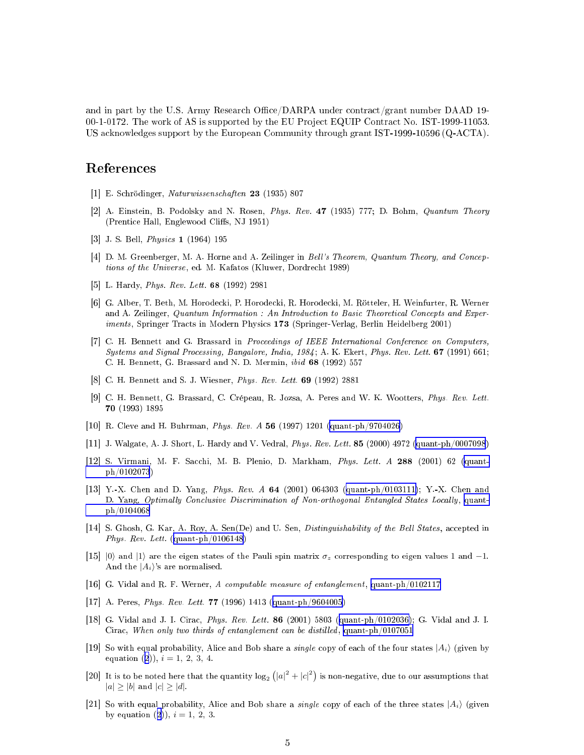and in part by the U.S. Army Research Office/DARPA under contract/grant number DAAD 19-00-1-0172. The work of AS is supported by the EU Project EQUIP Contract No. IST-1999-11053. US acknowledges support by the European Community through grant IST-1999-10596 (Q-ACTA).

# References

[1] E. Schrödinger, *Naturwissenschaften* **23** (1935) 807

[2] A. Einstein, B. Podolsky and N. Rosen, *Phys. Rev.* **47** (1935) 777; D. Bohm, *Quantum Theory* (Prentice Hall, Englewood Cliffs, NJ 1951)

[3] J. S. Bell, *Physics* **1** (1964) 195

[4] D. M. Greenberger, M. A. Horne and A. Zeilinger in *Bell's Theorem, Quantum Theory, and Conceptions of the Universe*, ed. M. Kafatos (Kluwer, Dordrecht 1989)

[5] L. Hardy, *Phys. Rev. Lett.* **68** (1992) 2981

[6] G. Alber, T. Beth, M. Horodecki, P. Horodecki, R. Horodecki, M. Rötteler, H. Weinfurter, R. Werner and A. Zeilinger, *Quantum Information : An Introduction to Basic Theoretical Concepts and Experiments*, Springer Tracts in Modern Physics **173** (Springer-Verlag, Berlin Heidelberg 2001)

[7] C. H. Bennett and G. Brassard in *Proceedings of IEEE International Conference on Computers, Systems and Signal Processing, Bangalore, India, 1984*; A. K. Ekert, *Phys. Rev. Lett.* **67** (1991) 661; C. H. Bennett, G. Brassard and N. D. Mermin, *ibid* **68** (1992) 557

[8] C. H. Bennett and S. J. Wiesner, *Phys. Rev. Lett.* **69** (1992) 2881

[9] C. H. Bennett, G. Brassard, C. Crépeau, R. Jozsa, A. Peres and W. K. Wootters, *Phys. Rev. Lett.* **70** (1993) 1895

[10] R. Cleve and H. Buhrman, *Phys. Rev. A* **56** (1997) 1201 (quant-ph/9704026)

[11] J. Walgate, A. J. Short, L. Hardy and V. Vedral, *Phys. Rev. Lett.* **85** (2000) 4972 (quant-ph/0007098)

[12] S. Virmani, M. F. Sacchi, M. B. Plenio, D. Markham, *Phys. Lett. A* **288** (2001) 62 (quant-ph/0102073)

[13] Y.-X. Chen and D. Yang, *Phys. Rev. A* **64** (2001) 064303 (quant-ph/0103111); Y.-X. Chen and D. Yang, *Optimally Conclusive Discrimination of Non-orthogonal Entangled States Locally*, quant-ph/0104068

[14] S. Ghosh, G. Kar, A. Roy, A. Sen(De) and U. Sen, *Distinguishability of the Bell States*, accepted in *Phys. Rev. Lett.* (quant-ph/0106148)

[15] $|0\rangle$ and $|1\rangle$ are the eigen states of the Pauli spin matrix $\sigma_z$ corresponding to eigen values 1 and $-1$. And the $|A_i\rangle$'s are normalised.

[16] G. Vidal and R. F. Werner, *A computable measure of entanglement*, quant-ph/0102117

[17] A. Peres, *Phys. Rev. Lett.* **77** (1996) 1413 (quant-ph/9604005)

[18] G. Vidal and J. I. Cirac, *Phys. Rev. Lett.* **86** (2001) 5803 (quant-ph/0102036); G. Vidal and J. I. Cirac, *When only two thirds of entanglement can be distilled*, quant-ph/0107051

[19] So with equal probability, Alice and Bob share a *single* copy of each of the four states $|A_i\rangle$ (given by equation (2)), $i = 1, 2, 3, 4$.

[20] It is to be noted here that the quantity $\log_2\left(|a|^2 + |c|^2\right)$ is non-negative, due to our assumptions that $|a| \geq |b|$ and $|c| \geq |d|$.

[21] So with equal probability, Alice and Bob share a *single* copy of each of the three states $|A_i\rangle$ (given by equation (2)), $i = 1, 2, 3$.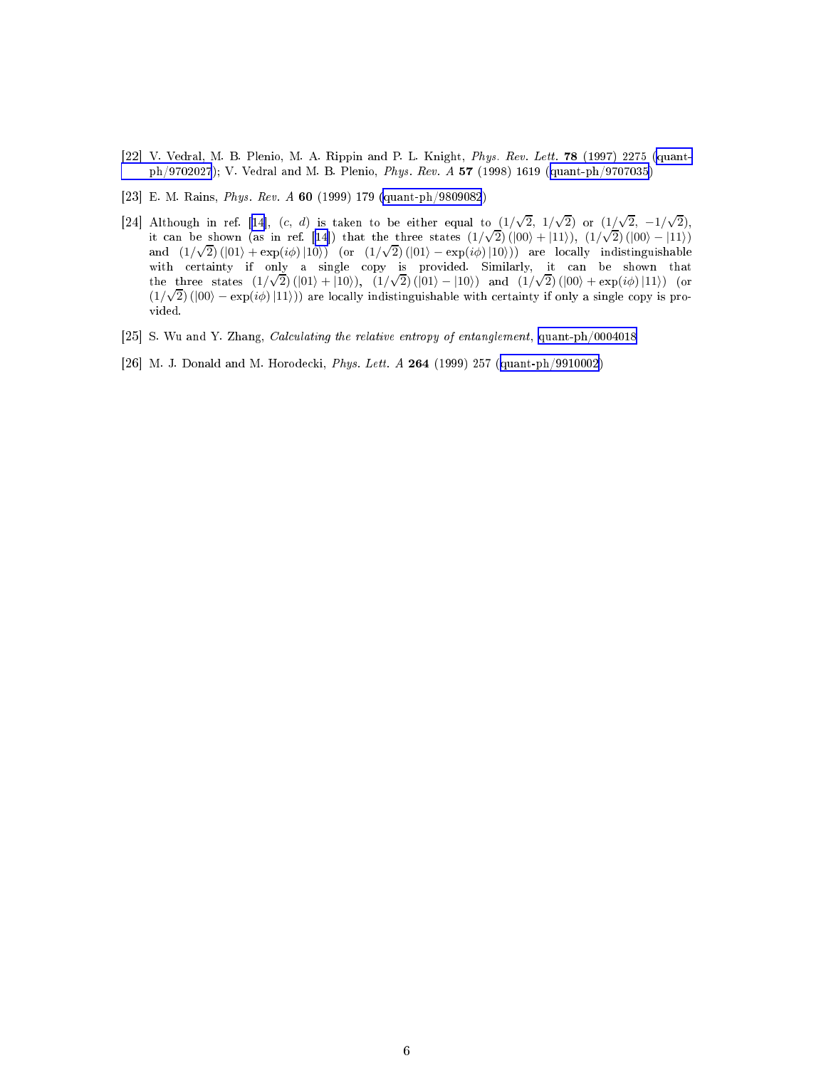[22] V. Vedral, M. B. Plenio, M. A. Rippin and P. L. Knight, *Phys. Rev. Lett.* **78** (1997) 2275 (quant-ph/9702027); V. Vedral and M. B. Plenio, *Phys. Rev. A* **57** (1998) 1619 (quant-ph/9707035)

[23] E. M. Rains, *Phys. Rev. A* **60** (1999) 179 (quant-ph/9809082)

[24] Although in ref. [14], $(c,\ d)$ is taken to be either equal to $(1/\sqrt{2},\ 1/\sqrt{2})$ or $(1/\sqrt{2},\ -1/\sqrt{2})$, it can be shown (as in ref. [14]) that the three states $(1/\sqrt{2})\left(|00\rangle + |11\rangle\right)$, $(1/\sqrt{2})\left(|00\rangle - |11\rangle\right)$ and $(1/\sqrt{2})\left(|01\rangle + \exp(i\phi)\,|10\rangle\right)$ (or $(1/\sqrt{2})\left(|01\rangle - \exp(i\phi)\,|10\rangle\right)$) are locally indistinguishable with certainty if only a single copy is provided. Similarly, it can be shown that the three states $(1/\sqrt{2})\left(|01\rangle + |10\rangle\right)$, $(1/\sqrt{2})\left(|01\rangle - |10\rangle\right)$ and $(1/\sqrt{2})\left(|00\rangle + \exp(i\phi)\,|11\rangle\right)$ (or $(1/\sqrt{2})\left(|00\rangle - \exp(i\phi)\,|11\rangle\right)$) are locally indistinguishable with certainty if only a single copy is provided.

[25] S. Wu and Y. Zhang, *Calculating the relative entropy of entanglement*, quant-ph/0004018

[26] M. J. Donald and M. Horodecki, *Phys. Lett. A* **264** (1999) 257 (quant-ph/9910002)